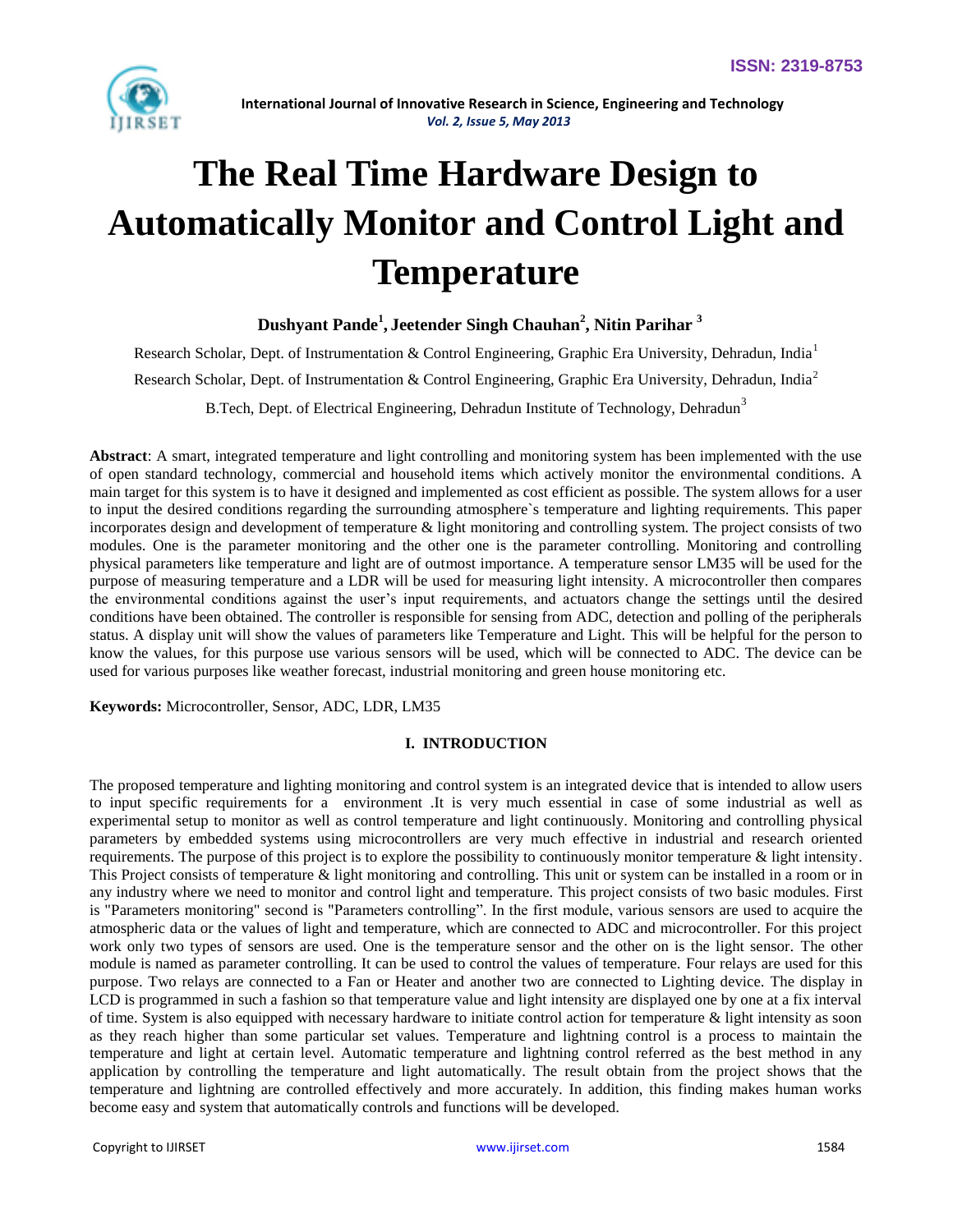# The Real Time Hardware Design to Automatically Monitor and Control Light and Temperature

**Dushyant Pande[1], Jeetender Singh Chauhan[2], Nitin Parihar [3]**

Research Scholar, Dept. of Instrumentation & Control Engineering, Graphic Era University, Dehradun, India[1]

Research Scholar, Dept. of Instrumentation & Control Engineering, Graphic Era University, Dehradun, India[2]

B.Tech, Dept. of Electrical Engineering, Dehradun Institute of Technology, Dehradun[3]

**Abstract**: A smart, integrated temperature and light controlling and monitoring system has been implemented with the use of open standard technology, commercial and household items which actively monitor the environmental conditions. A main target for this system is to have it designed and implemented as cost efficient as possible. The system allows for a user to input the desired conditions regarding the surrounding atmosphere`s temperature and lighting requirements. This paper incorporates design and development of temperature & light monitoring and controlling system. The project consists of two modules. One is the parameter monitoring and the other one is the parameter controlling. Monitoring and controlling physical parameters like temperature and light are of outmost importance. A temperature sensor LM35 will be used for the purpose of measuring temperature and a LDR will be used for measuring light intensity. A microcontroller then compares the environmental conditions against the user's input requirements, and actuators change the settings until the desired conditions have been obtained. The controller is responsible for sensing from ADC, detection and polling of the peripherals status. A display unit will show the values of parameters like Temperature and Light. This will be helpful for the person to know the values, for this purpose use various sensors will be used, which will be connected to ADC. The device can be used for various purposes like weather forecast, industrial monitoring and green house monitoring etc.

**Keywords:** Microcontroller, Sensor, ADC, LDR, LM35

## I. INTRODUCTION

The proposed temperature and lighting monitoring and control system is an integrated device that is intended to allow users to input specific requirements for a environment .It is very much essential in case of some industrial as well as experimental setup to monitor as well as control temperature and light continuously. Monitoring and controlling physical parameters by embedded systems using microcontrollers are very much effective in industrial and research oriented requirements. The purpose of this project is to explore the possibility to continuously monitor temperature & light intensity. This Project consists of temperature & light monitoring and controlling. This unit or system can be installed in a room or in any industry where we need to monitor and control light and temperature. This project consists of two basic modules. First is "Parameters monitoring" second is "Parameters controlling". In the first module, various sensors are used to acquire the atmospheric data or the values of light and temperature, which are connected to ADC and microcontroller. For this project work only two types of sensors are used. One is the temperature sensor and the other on is the light sensor. The other module is named as parameter controlling. It can be used to control the values of temperature. Four relays are used for this purpose. Two relays are connected to a Fan or Heater and another two are connected to Lighting device. The display in LCD is programmed in such a fashion so that temperature value and light intensity are displayed one by one at a fix interval of time. System is also equipped with necessary hardware to initiate control action for temperature & light intensity as soon as they reach higher than some particular set values. Temperature and lightning control is a process to maintain the temperature and light at certain level. Automatic temperature and lightning control referred as the best method in any application by controlling the temperature and light automatically. The result obtain from the project shows that the temperature and lightning are controlled effectively and more accurately. In addition, this finding makes human works become easy and system that automatically controls and functions will be developed.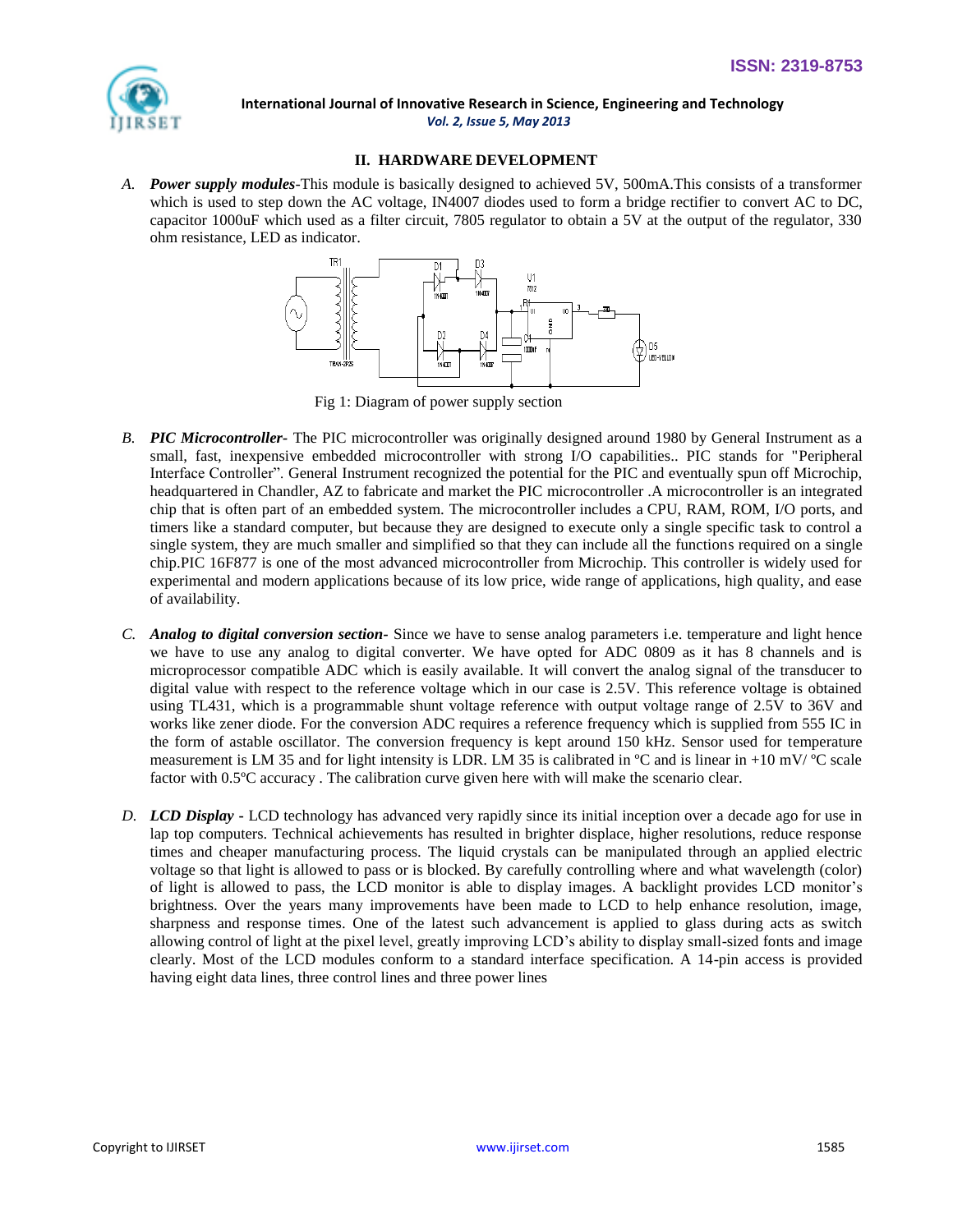## II. HARDWARE DEVELOPMENT

A. ***Power supply modules***-This module is basically designed to achieved 5V, 500mA.This consists of a transformer which is used to step down the AC voltage, IN4007 diodes used to form a bridge rectifier to convert AC to DC, capacitor 1000uF which used as a filter circuit, 7805 regulator to obtain a 5V at the output of the regulator, 330 ohm resistance, LED as indicator.

Fig 1: Diagram of power supply section

B. ***PIC Microcontroller-*** The PIC microcontroller was originally designed around 1980 by General Instrument as a small, fast, inexpensive embedded microcontroller with strong I/O capabilities.. PIC stands for "Peripheral Interface Controller". General Instrument recognized the potential for the PIC and eventually spun off Microchip, headquartered in Chandler, AZ to fabricate and market the PIC microcontroller .A microcontroller is an integrated chip that is often part of an embedded system. The microcontroller includes a CPU, RAM, ROM, I/O ports, and timers like a standard computer, but because they are designed to execute only a single specific task to control a single system, they are much smaller and simplified so that they can include all the functions required on a single chip.PIC 16F877 is one of the most advanced microcontroller from Microchip. This controller is widely used for experimental and modern applications because of its low price, wide range of applications, high quality, and ease of availability.

C. ***Analog to digital conversion section-*** Since we have to sense analog parameters i.e. temperature and light hence we have to use any analog to digital converter. We have opted for ADC 0809 as it has 8 channels and is microprocessor compatible ADC which is easily available. It will convert the analog signal of the transducer to digital value with respect to the reference voltage which in our case is 2.5V. This reference voltage is obtained using TL431, which is a programmable shunt voltage reference with output voltage range of 2.5V to 36V and works like zener diode. For the conversion ADC requires a reference frequency which is supplied from 555 IC in the form of astable oscillator. The conversion frequency is kept around 150 kHz. Sensor used for temperature measurement is LM 35 and for light intensity is LDR. LM 35 is calibrated in ºC and is linear in +10 mV/ ºC scale factor with 0.5ºC accuracy . The calibration curve given here with will make the scenario clear.

D. ***LCD Display*** **-** LCD technology has advanced very rapidly since its initial inception over a decade ago for use in lap top computers. Technical achievements has resulted in brighter displace, higher resolutions, reduce response times and cheaper manufacturing process. The liquid crystals can be manipulated through an applied electric voltage so that light is allowed to pass or is blocked. By carefully controlling where and what wavelength (color) of light is allowed to pass, the LCD monitor is able to display images. A backlight provides LCD monitor's brightness. Over the years many improvements have been made to LCD to help enhance resolution, image, sharpness and response times. One of the latest such advancement is applied to glass during acts as switch allowing control of light at the pixel level, greatly improving LCD's ability to display small-sized fonts and image clearly. Most of the LCD modules conform to a standard interface specification. A 14-pin access is provided having eight data lines, three control lines and three power lines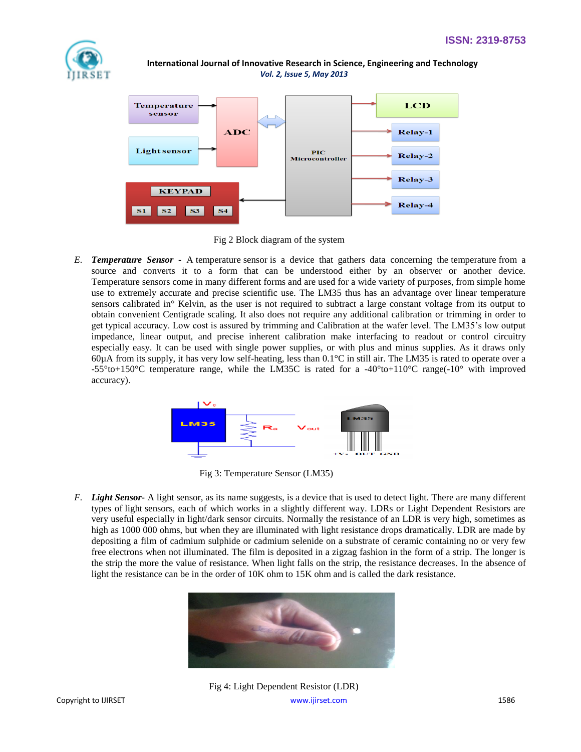Fig 2 Block diagram of the system

*E.* ***Temperature Sensor*** **-** A temperature sensor is a device that gathers data concerning the temperature from a source and converts it to a form that can be understood either by an observer or another device. Temperature sensors come in many different forms and are used for a wide variety of purposes, from simple home use to extremely accurate and precise scientific use. The LM35 thus has an advantage over linear temperature sensors calibrated in° Kelvin, as the user is not required to subtract a large constant voltage from its output to obtain convenient Centigrade scaling. It also does not require any additional calibration or trimming in order to get typical accuracy. Low cost is assured by trimming and Calibration at the wafer level. The LM35's low output impedance, linear output, and precise inherent calibration make interfacing to readout or control circuitry especially easy. It can be used with single power supplies, or with plus and minus supplies. As it draws only 60μA from its supply, it has very low self-heating, less than 0.1°C in still air. The LM35 is rated to operate over a -55°to+150°C temperature range, while the LM35C is rated for a -40°to+110°C range(-10° with improved accuracy).

Fig 3: Temperature Sensor (LM35)

*F.* ***Light Sensor***- A light sensor, as its name suggests, is a device that is used to detect light. There are many different types of light sensors, each of which works in a slightly different way. LDRs or Light Dependent Resistors are very useful especially in light/dark sensor circuits. Normally the resistance of an LDR is very high, sometimes as high as 1000 000 ohms, but when they are illuminated with light resistance drops dramatically. LDR are made by depositing a film of cadmium sulphide or cadmium selenide on a substrate of ceramic containing no or very few free electrons when not illuminated. The film is deposited in a zigzag fashion in the form of a strip. The longer is the strip the more the value of resistance. When light falls on the strip, the resistance decreases. In the absence of light the resistance can be in the order of 10K ohm to 15K ohm and is called the dark resistance.

Fig 4: Light Dependent Resistor (LDR)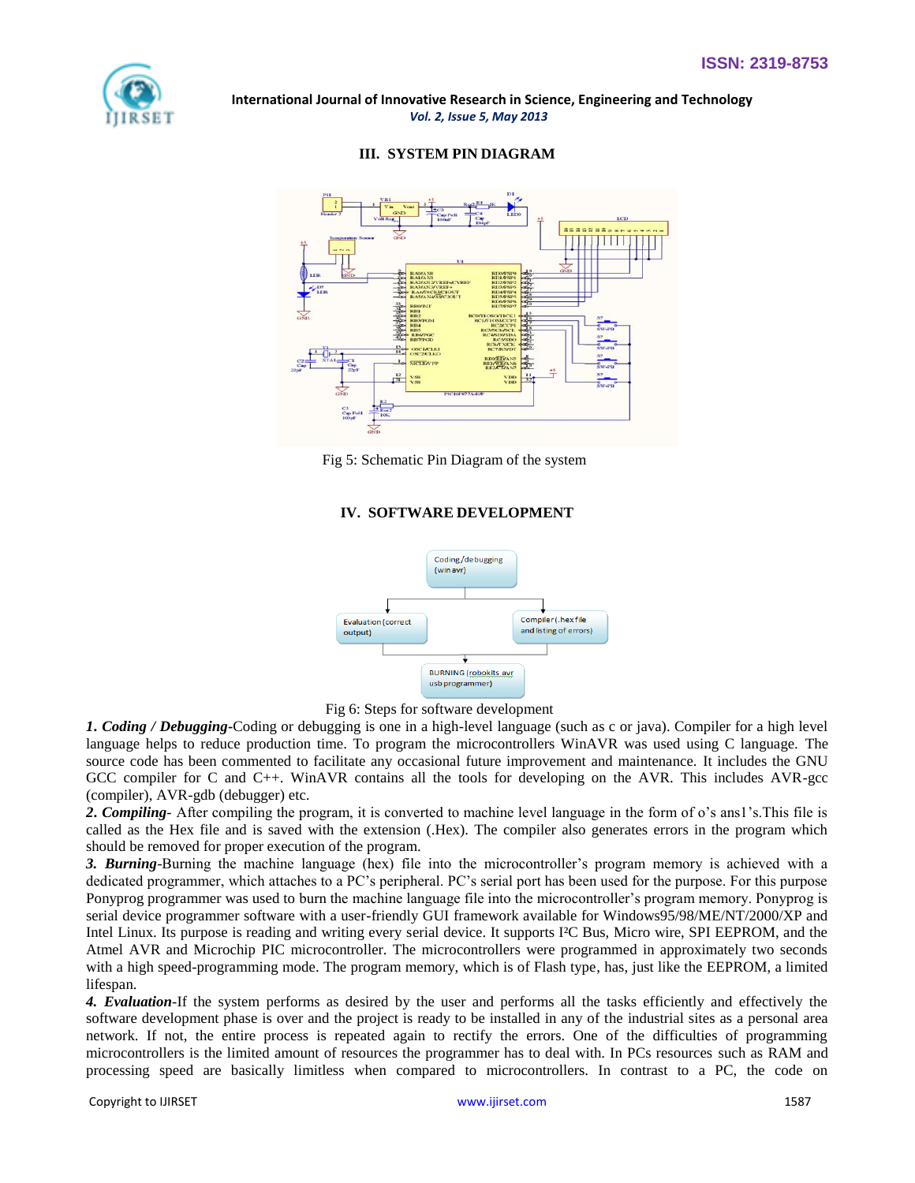## III. SYSTEM PIN DIAGRAM

Fig 5: Schematic Pin Diagram of the system

## IV. SOFTWARE DEVELOPMENT

Fig 6: Steps for software development

***1. Coding / Debugging***-Coding or debugging is one in a high-level language (such as c or java). Compiler for a high level language helps to reduce production time. To program the microcontrollers WinAVR was used using C language. The source code has been commented to facilitate any occasional future improvement and maintenance. It includes the GNU GCC compiler for C and C++. WinAVR contains all the tools for developing on the AVR. This includes AVR-gcc (compiler), AVR-gdb (debugger) etc.

***2. Compiling***- After compiling the program, it is converted to machine level language in the form of o's ans1's.This file is called as the Hex file and is saved with the extension (.Hex). The compiler also generates errors in the program which should be removed for proper execution of the program.

***3. Burning***-Burning the machine language (hex) file into the microcontroller's program memory is achieved with a dedicated programmer, which attaches to a PC's peripheral. PC's serial port has been used for the purpose. For this purpose Ponyprog programmer was used to burn the machine language file into the microcontroller's program memory. Ponyprog is serial device programmer software with a user-friendly GUI framework available for Windows95/98/ME/NT/2000/XP and Intel Linux. Its purpose is reading and writing every serial device. It supports I²C Bus, Micro wire, SPI EEPROM, and the Atmel AVR and Microchip PIC microcontroller. The microcontrollers were programmed in approximately two seconds with a high speed-programming mode. The program memory, which is of Flash type, has, just like the EEPROM, a limited lifespan.

***4. Evaluation***-If the system performs as desired by the user and performs all the tasks efficiently and effectively the software development phase is over and the project is ready to be installed in any of the industrial sites as a personal area network. If not, the entire process is repeated again to rectify the errors. One of the difficulties of programming microcontrollers is the limited amount of resources the programmer has to deal with. In PCs resources such as RAM and processing speed are basically limitless when compared to microcontrollers. In contrast to a PC, the code on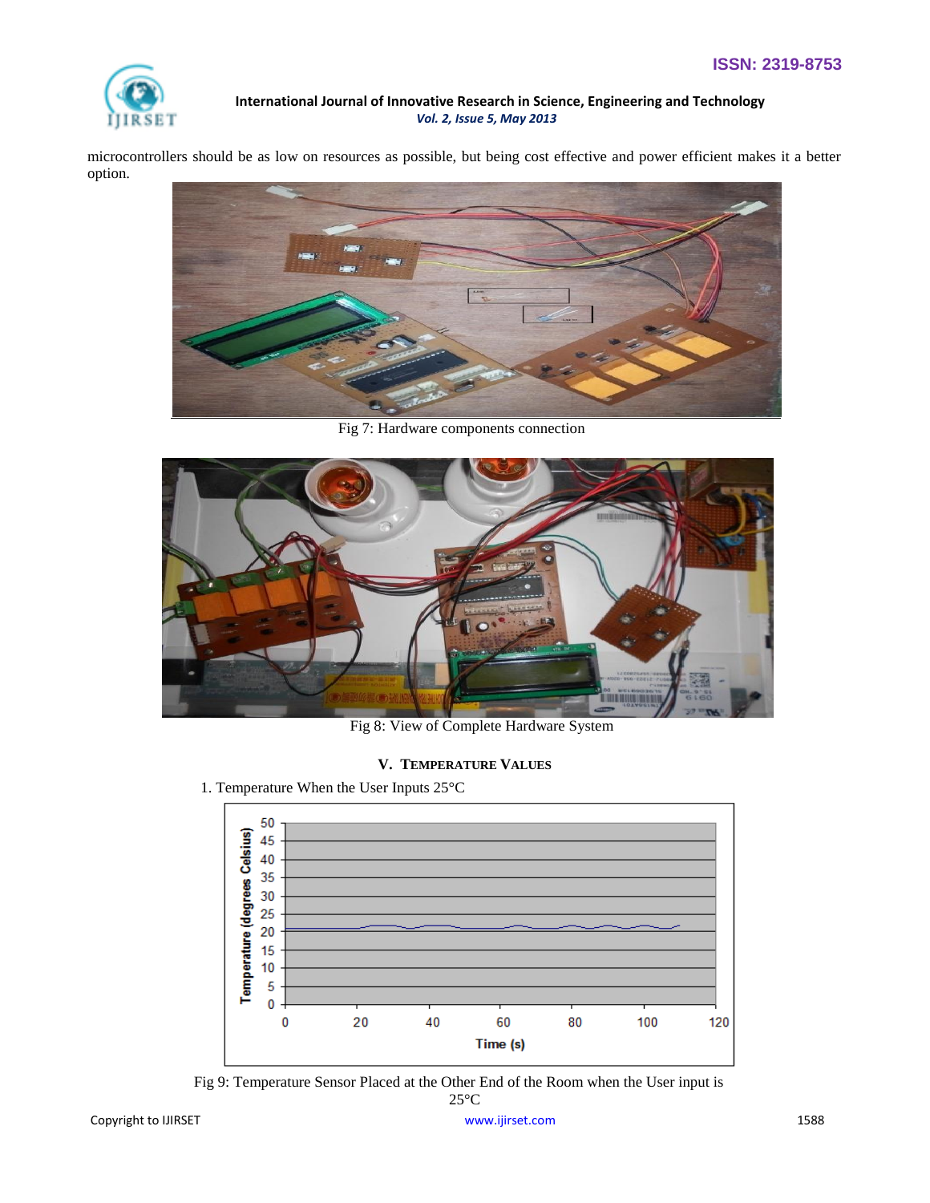microcontrollers should be as low on resources as possible, but being cost effective and power efficient makes it a better option.

Fig 7: Hardware components connection

Fig 8: View of Complete Hardware System

## V. TEMPERATURE VALUES

1. Temperature When the User Inputs 25°C

Fig 9: Temperature Sensor Placed at the Other End of the Room when the User input is 25°C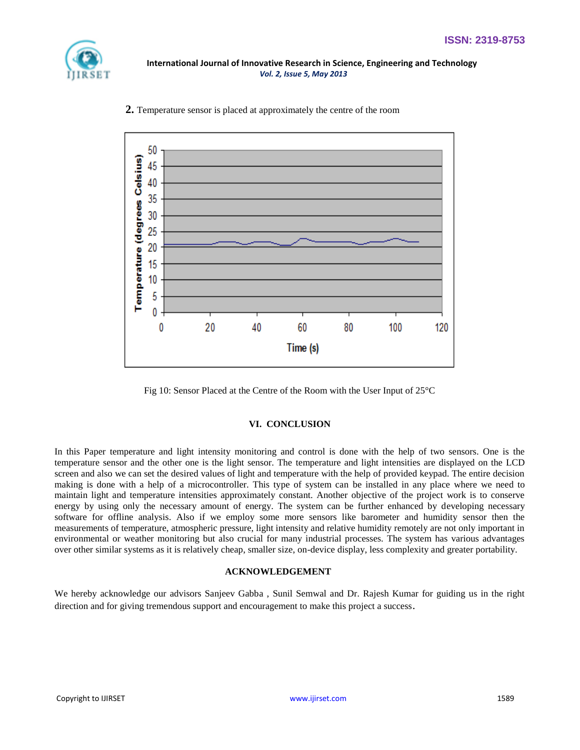**2.** Temperature sensor is placed at approximately the centre of the room

Fig 10: Sensor Placed at the Centre of the Room with the User Input of 25°C

## VI. CONCLUSION

In this Paper temperature and light intensity monitoring and control is done with the help of two sensors. One is the temperature sensor and the other one is the light sensor. The temperature and light intensities are displayed on the LCD screen and also we can set the desired values of light and temperature with the help of provided keypad. The entire decision making is done with a help of a microcontroller. This type of system can be installed in any place where we need to maintain light and temperature intensities approximately constant. Another objective of the project work is to conserve energy by using only the necessary amount of energy. The system can be further enhanced by developing necessary software for offline analysis. Also if we employ some more sensors like barometer and humidity sensor then the measurements of temperature, atmospheric pressure, light intensity and relative humidity remotely are not only important in environmental or weather monitoring but also crucial for many industrial processes. The system has various advantages over other similar systems as it is relatively cheap, smaller size, on-device display, less complexity and greater portability.

## ACKNOWLEDGEMENT

We hereby acknowledge our advisors Sanjeev Gabba , Sunil Semwal and Dr. Rajesh Kumar for guiding us in the right direction and for giving tremendous support and encouragement to make this project a success.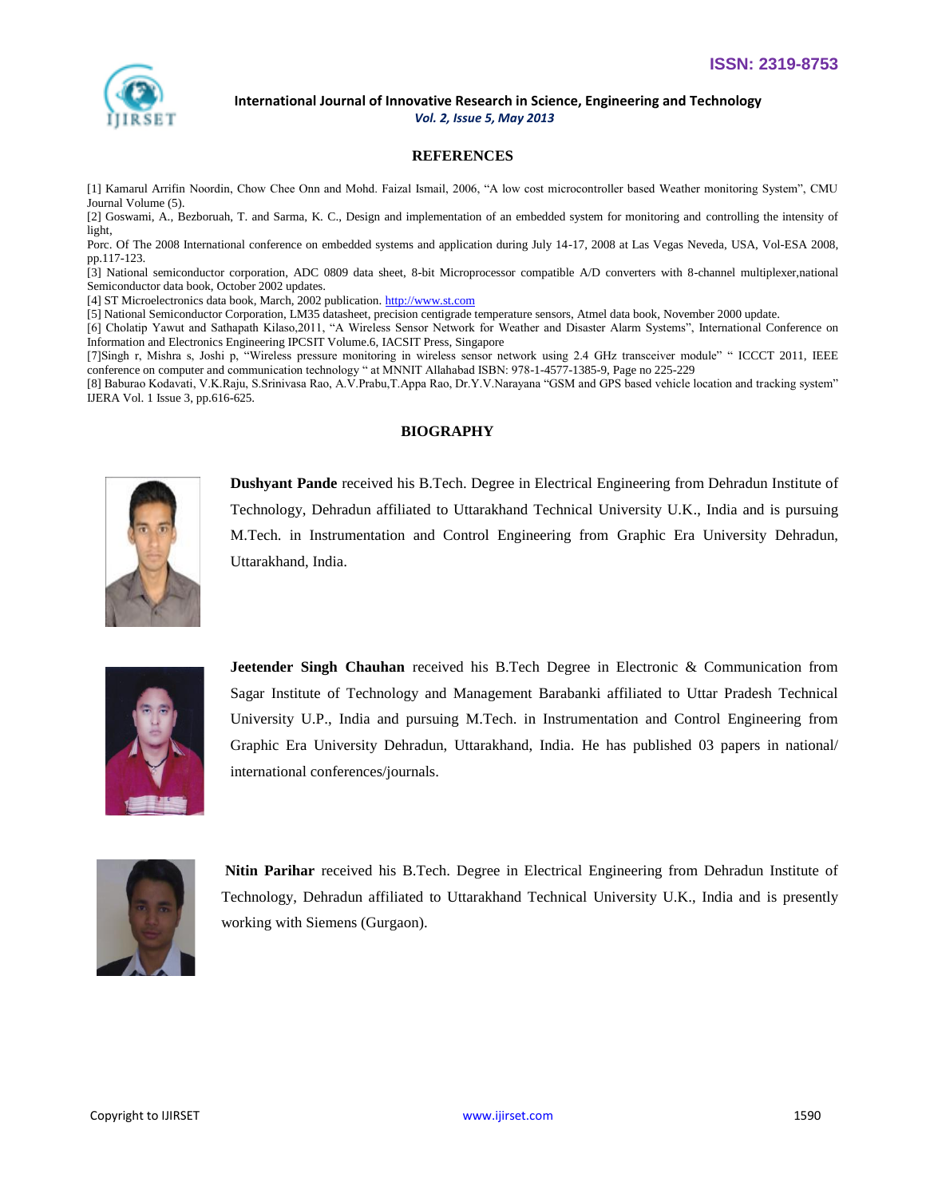## REFERENCES

[1] Kamarul Arrifin Noordin, Chow Chee Onn and Mohd. Faizal Ismail, 2006, "A low cost microcontroller based Weather monitoring System", CMU Journal Volume (5).

[2] Goswami, A., Bezboruah, T. and Sarma, K. C., Design and implementation of an embedded system for monitoring and controlling the intensity of light,

Porc. Of The 2008 International conference on embedded systems and application during July 14-17, 2008 at Las Vegas Neveda, USA, Vol-ESA 2008, pp.117-123.

[3] National semiconductor corporation, ADC 0809 data sheet, 8-bit Microprocessor compatible A/D converters with 8-channel multiplexer,national Semiconductor data book, October 2002 updates.

[4] ST Microelectronics data book, March, 2002 publication. http://www.st.com

[5] National Semiconductor Corporation, LM35 datasheet, precision centigrade temperature sensors, Atmel data book, November 2000 update.

[6] Cholatip Yawut and Sathapath Kilaso,2011, "A Wireless Sensor Network for Weather and Disaster Alarm Systems", International Conference on Information and Electronics Engineering IPCSIT Volume.6, IACSIT Press, Singapore

[7]Singh r, Mishra s, Joshi p, "Wireless pressure monitoring in wireless sensor network using 2.4 GHz transceiver module" " ICCCT 2011, IEEE conference on computer and communication technology " at MNNIT Allahabad ISBN: 978-1-4577-1385-9, Page no 225-229

[8] Baburao Kodavati, V.K.Raju, S.Srinivasa Rao, A.V.Prabu,T.Appa Rao, Dr.Y.V.Narayana "GSM and GPS based vehicle location and tracking system" IJERA Vol. 1 Issue 3, pp.616-625.

## BIOGRAPHY

**Dushyant Pande** received his B.Tech. Degree in Electrical Engineering from Dehradun Institute of Technology, Dehradun affiliated to Uttarakhand Technical University U.K., India and is pursuing M.Tech. in Instrumentation and Control Engineering from Graphic Era University Dehradun, Uttarakhand, India.

**Jeetender Singh Chauhan** received his B.Tech Degree in Electronic & Communication from Sagar Institute of Technology and Management Barabanki affiliated to Uttar Pradesh Technical University U.P., India and pursuing M.Tech. in Instrumentation and Control Engineering from Graphic Era University Dehradun, Uttarakhand, India. He has published 03 papers in national/ international conferences/journals.

**Nitin Parihar** received his B.Tech. Degree in Electrical Engineering from Dehradun Institute of Technology, Dehradun affiliated to Uttarakhand Technical University U.K., India and is presently working with Siemens (Gurgaon).